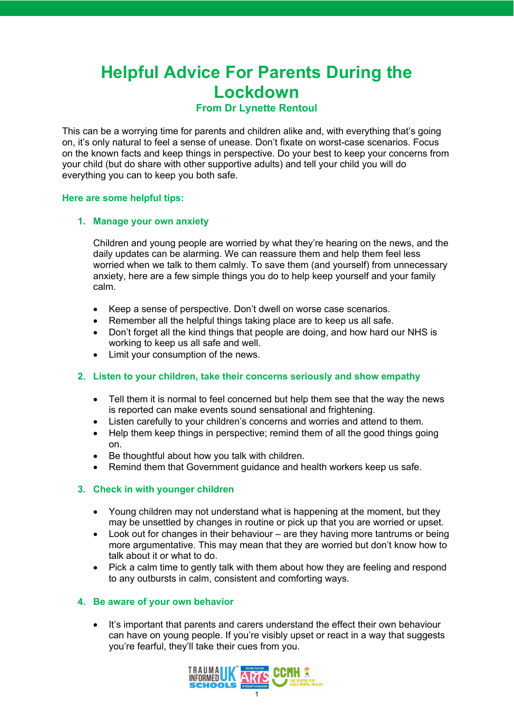# Helpful Advice For Parents During the Lockdown

### From Dr Lynette Rentoul

This can be a worrying time for parents and children alike and, with everything that's going on, it's only natural to feel a sense of unease. Don't fixate on worst-case scenarios. Focus on the known facts and keep things in perspective. Do your best to keep your concerns from your child (but do share with other supportive adults) and tell your child you will do everything you can to keep you both safe.

**Here are some helpful tips:**

1. **Manage your own anxiety**

   Children and young people are worried by what they're hearing on the news, and the daily updates can be alarming. We can reassure them and help them feel less worried when we talk to them calmly. To save them (and yourself) from unnecessary anxiety, here are a few simple things you do to help keep yourself and your family calm.

   - Keep a sense of perspective. Don't dwell on worse case scenarios.
   - Remember all the helpful things taking place are to keep us all safe.
   - Don't forget all the kind things that people are doing, and how hard our NHS is working to keep us all safe and well.
   - Limit your consumption of the news.

2. **Listen to your children, take their concerns seriously and show empathy**

   - Tell them it is normal to feel concerned but help them see that the way the news is reported can make events sound sensational and frightening.
   - Listen carefully to your children's concerns and worries and attend to them.
   - Help them keep things in perspective; remind them of all the good things going on.
   - Be thoughtful about how you talk with children.
   - Remind them that Government guidance and health workers keep us safe.

3. **Check in with younger children**

   - Young children may not understand what is happening at the moment, but they may be unsettled by changes in routine or pick up that you are worried or upset.
   - Look out for changes in their behaviour – are they having more tantrums or being more argumentative. This may mean that they are worried but don't know how to talk about it or what to do.
   - Pick a calm time to gently talk with them about how they are feeling and respond to any outbursts in calm, consistent and comforting ways.

4. **Be aware of your own behavior**

   - It's important that parents and carers understand the effect their own behaviour can have on young people. If you're visibly upset or react in a way that suggests you're fearful, they'll take their cues from you.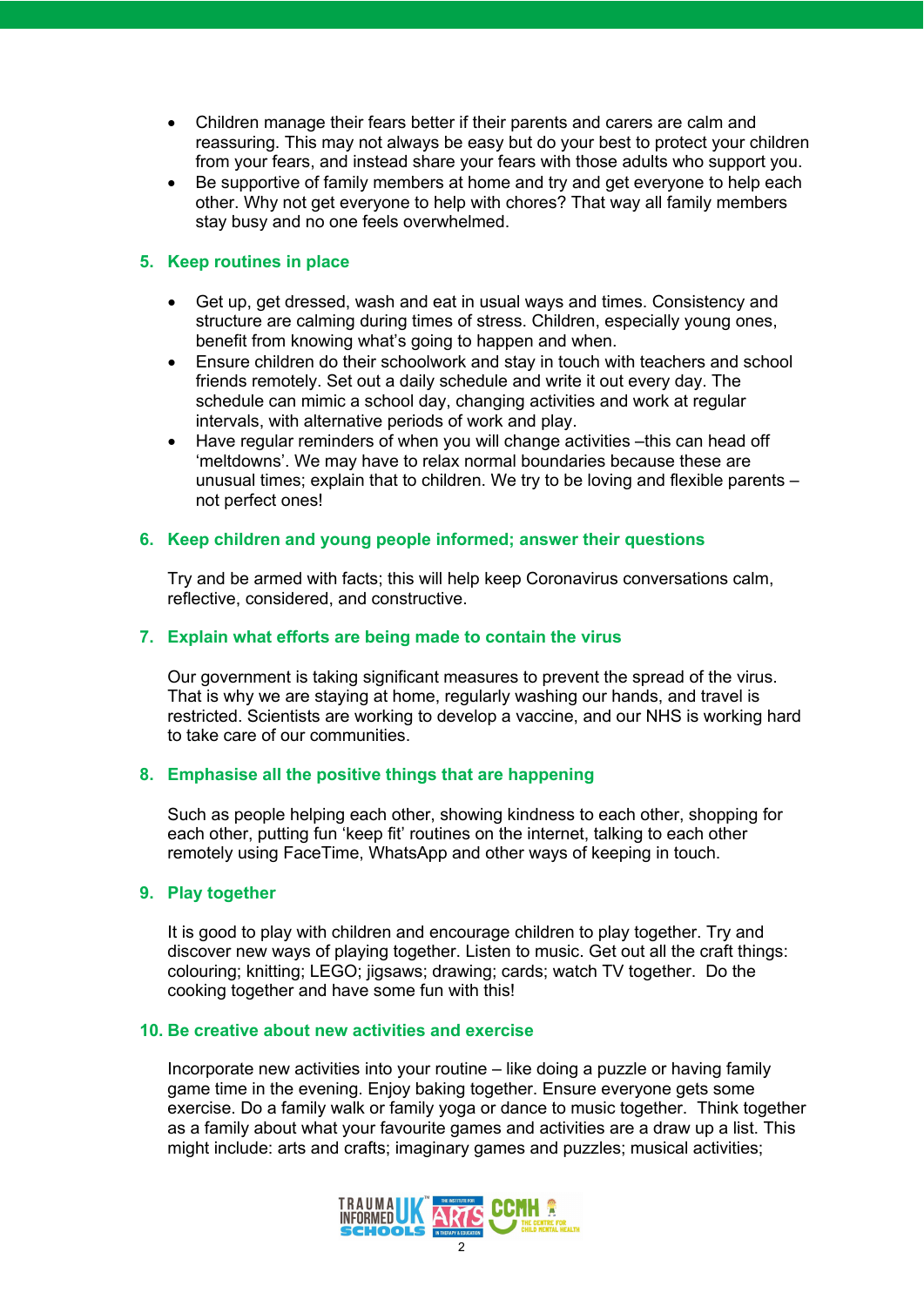- Children manage their fears better if their parents and carers are calm and reassuring. This may not always be easy but do your best to protect your children from your fears, and instead share your fears with those adults who support you.
- Be supportive of family members at home and try and get everyone to help each other. Why not get everyone to help with chores? That way all family members stay busy and no one feels overwhelmed.

## 5. Keep routines in place

- Get up, get dressed, wash and eat in usual ways and times. Consistency and structure are calming during times of stress. Children, especially young ones, benefit from knowing what's going to happen and when.
- Ensure children do their schoolwork and stay in touch with teachers and school friends remotely. Set out a daily schedule and write it out every day. The schedule can mimic a school day, changing activities and work at regular intervals, with alternative periods of work and play.
- Have regular reminders of when you will change activities –this can head off 'meltdowns'. We may have to relax normal boundaries because these are unusual times; explain that to children. We try to be loving and flexible parents – not perfect ones!

## 6. Keep children and young people informed; answer their questions

Try and be armed with facts; this will help keep Coronavirus conversations calm, reflective, considered, and constructive.

## 7. Explain what efforts are being made to contain the virus

Our government is taking significant measures to prevent the spread of the virus. That is why we are staying at home, regularly washing our hands, and travel is restricted. Scientists are working to develop a vaccine, and our NHS is working hard to take care of our communities.

## 8. Emphasise all the positive things that are happening

Such as people helping each other, showing kindness to each other, shopping for each other, putting fun 'keep fit' routines on the internet, talking to each other remotely using FaceTime, WhatsApp and other ways of keeping in touch.

## 9. Play together

It is good to play with children and encourage children to play together. Try and discover new ways of playing together. Listen to music. Get out all the craft things: colouring; knitting; LEGO; jigsaws; drawing; cards; watch TV together. Do the cooking together and have some fun with this!

## 10. Be creative about new activities and exercise

Incorporate new activities into your routine – like doing a puzzle or having family game time in the evening. Enjoy baking together. Ensure everyone gets some exercise. Do a family walk or family yoga or dance to music together. Think together as a family about what your favourite games and activities are a draw up a list. This might include: arts and crafts; imaginary games and puzzles; musical activities;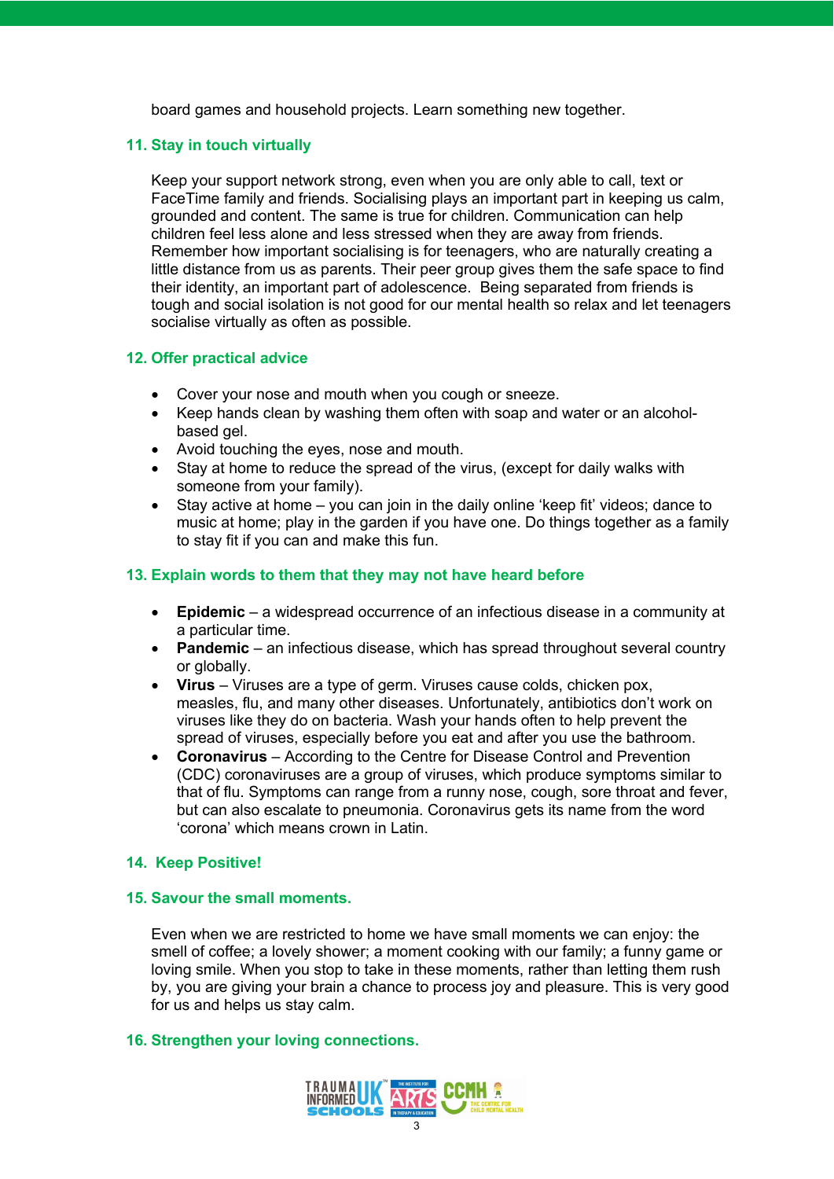board games and household projects. Learn something new together.

## 11. Stay in touch virtually

Keep your support network strong, even when you are only able to call, text or FaceTime family and friends. Socialising plays an important part in keeping us calm, grounded and content. The same is true for children. Communication can help children feel less alone and less stressed when they are away from friends. Remember how important socialising is for teenagers, who are naturally creating a little distance from us as parents. Their peer group gives them the safe space to find their identity, an important part of adolescence. Being separated from friends is tough and social isolation is not good for our mental health so relax and let teenagers socialise virtually as often as possible.

## 12. Offer practical advice

- Cover your nose and mouth when you cough or sneeze.
- Keep hands clean by washing them often with soap and water or an alcohol-based gel.
- Avoid touching the eyes, nose and mouth.
- Stay at home to reduce the spread of the virus, (except for daily walks with someone from your family).
- Stay active at home – you can join in the daily online 'keep fit' videos; dance to music at home; play in the garden if you have one. Do things together as a family to stay fit if you can and make this fun.

## 13. Explain words to them that they may not have heard before

- **Epidemic** – a widespread occurrence of an infectious disease in a community at a particular time.
- **Pandemic** – an infectious disease, which has spread throughout several country or globally.
- **Virus** – Viruses are a type of germ. Viruses cause colds, chicken pox, measles, flu, and many other diseases. Unfortunately, antibiotics don't work on viruses like they do on bacteria. Wash your hands often to help prevent the spread of viruses, especially before you eat and after you use the bathroom.
- **Coronavirus** – According to the Centre for Disease Control and Prevention (CDC) coronaviruses are a group of viruses, which produce symptoms similar to that of flu. Symptoms can range from a runny nose, cough, sore throat and fever, but can also escalate to pneumonia. Coronavirus gets its name from the word 'corona' which means crown in Latin.

## 14. Keep Positive!

## 15. Savour the small moments.

Even when we are restricted to home we have small moments we can enjoy: the smell of coffee; a lovely shower; a moment cooking with our family; a funny game or loving smile. When you stop to take in these moments, rather than letting them rush by, you are giving your brain a chance to process joy and pleasure. This is very good for us and helps us stay calm.

## 16. Strengthen your loving connections.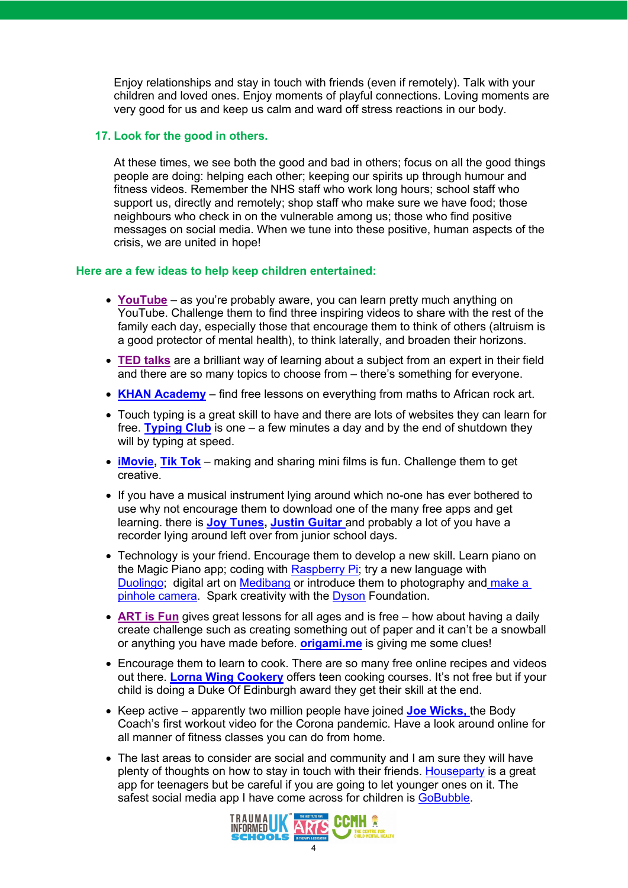Enjoy relationships and stay in touch with friends (even if remotely). Talk with your children and loved ones. Enjoy moments of playful connections. Loving moments are very good for us and keep us calm and ward off stress reactions in our body.

### 17. Look for the good in others.

At these times, we see both the good and bad in others; focus on all the good things people are doing: helping each other; keeping our spirits up through humour and fitness videos. Remember the NHS staff who work long hours; school staff who support us, directly and remotely; shop staff who make sure we have food; those neighbours who check in on the vulnerable among us; those who find positive messages on social media. When we tune into these positive, human aspects of the crisis, we are united in hope!

## Here are a few ideas to help keep children entertained:

- **YouTube** – as you're probably aware, you can learn pretty much anything on YouTube. Challenge them to find three inspiring videos to share with the rest of the family each day, especially those that encourage them to think of others (altruism is a good protector of mental health), to think laterally, and broaden their horizons.
- **TED talks** are a brilliant way of learning about a subject from an expert in their field and there are so many topics to choose from – there's something for everyone.
- **KHAN Academy** – find free lessons on everything from maths to African rock art.
- Touch typing is a great skill to have and there are lots of websites they can learn for free. **Typing Club** is one – a few minutes a day and by the end of shutdown they will by typing at speed.
- **iMovie**, **Tik Tok** – making and sharing mini films is fun. Challenge them to get creative.
- If you have a musical instrument lying around which no-one has ever bothered to use why not encourage them to download one of the many free apps and get learning. there is **Joy Tunes**, **Justin Guitar** and probably a lot of you have a recorder lying around left over from junior school days.
- Technology is your friend. Encourage them to develop a new skill. Learn piano on the Magic Piano app; coding with Raspberry Pi; try a new language with Duolingo; digital art on Medibang or introduce them to photography and make a pinhole camera. Spark creativity with the Dyson Foundation.
- **ART is Fun** gives great lessons for all ages and is free – how about having a daily create challenge such as creating something out of paper and it can't be a snowball or anything you have made before. **origami.me** is giving me some clues!
- Encourage them to learn to cook. There are so many free online recipes and videos out there. **Lorna Wing Cookery** offers teen cooking courses. It's not free but if your child is doing a Duke Of Edinburgh award they get their skill at the end.
- Keep active – apparently two million people have joined **Joe Wicks,** the Body Coach's first workout video for the Corona pandemic. Have a look around online for all manner of fitness classes you can do from home.
- The last areas to consider are social and community and I am sure they will have plenty of thoughts on how to stay in touch with their friends. Houseparty is a great app for teenagers but be careful if you are going to let younger ones on it. The safest social media app I have come across for children is GoBubble.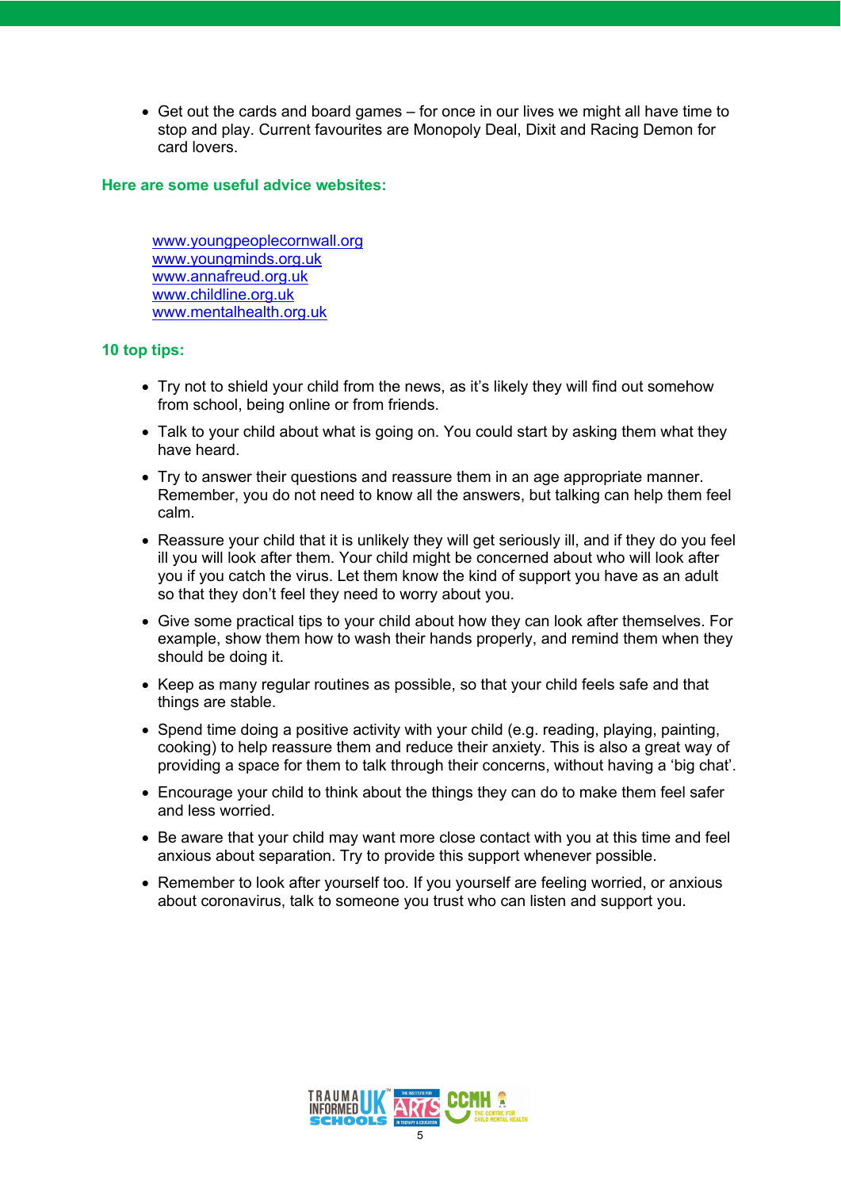- Get out the cards and board games – for once in our lives we might all have time to stop and play. Current favourites are Monopoly Deal, Dixit and Racing Demon for card lovers.

**Here are some useful advice websites:**

www.youngpeoplecornwall.org
www.youngminds.org.uk
www.annafreud.org.uk
www.childline.org.uk
www.mentalhealth.org.uk

**10 top tips:**

- Try not to shield your child from the news, as it's likely they will find out somehow from school, being online or from friends.
- Talk to your child about what is going on. You could start by asking them what they have heard.
- Try to answer their questions and reassure them in an age appropriate manner. Remember, you do not need to know all the answers, but talking can help them feel calm.
- Reassure your child that it is unlikely they will get seriously ill, and if they do you feel ill you will look after them. Your child might be concerned about who will look after you if you catch the virus. Let them know the kind of support you have as an adult so that they don't feel they need to worry about you.
- Give some practical tips to your child about how they can look after themselves. For example, show them how to wash their hands properly, and remind them when they should be doing it.
- Keep as many regular routines as possible, so that your child feels safe and that things are stable.
- Spend time doing a positive activity with your child (e.g. reading, playing, painting, cooking) to help reassure them and reduce their anxiety. This is also a great way of providing a space for them to talk through their concerns, without having a 'big chat'.
- Encourage your child to think about the things they can do to make them feel safer and less worried.
- Be aware that your child may want more close contact with you at this time and feel anxious about separation. Try to provide this support whenever possible.
- Remember to look after yourself too. If you yourself are feeling worried, or anxious about coronavirus, talk to someone you trust who can listen and support you.